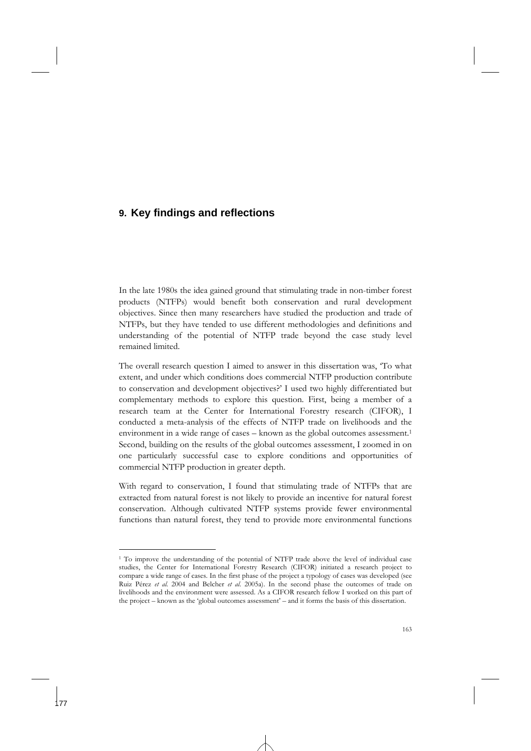# 9. Key findings and reflections

In the late 1980s the idea gained ground that stimulating trade in non-timber forest products (NTFPs) would benefit both conservation and rural development objectives. Since then many researchers have studied the production and trade of NTFPs, but they have tended to use different methodologies and definitions and understanding of the potential of NTFP trade beyond the case study level remained limited.

The overall research question I aimed to answer in this dissertation was, 'To what extent, and under which conditions does commercial NTFP production contribute to conservation and development objectives?' I used two highly differentiated but complementary methods to explore this question. First, being a member of a research team at the Center for International Forestry research (CIFOR), I conducted a meta-analysis of the effects of NTFP trade on livelihoods and the environment in a wide range of cases – known as the global outcomes assessment.[1] Second, building on the results of the global outcomes assessment, I zoomed in on one particularly successful case to explore conditions and opportunities of commercial NTFP production in greater depth.

With regard to conservation, I found that stimulating trade of NTFPs that are extracted from natural forest is not likely to provide an incentive for natural forest conservation. Although cultivated NTFP systems provide fewer environmental functions than natural forest, they tend to provide more environmental functions

[1] To improve the understanding of the potential of NTFP trade above the level of individual case studies, the Center for International Forestry Research (CIFOR) initiated a research project to compare a wide range of cases. In the first phase of the project a typology of cases was developed (see Ruiz Pérez *et al.* 2004 and Belcher *et al.* 2005a). In the second phase the outcomes of trade on livelihoods and the environment were assessed. As a CIFOR research fellow I worked on this part of the project – known as the 'global outcomes assessment' – and it forms the basis of this dissertation.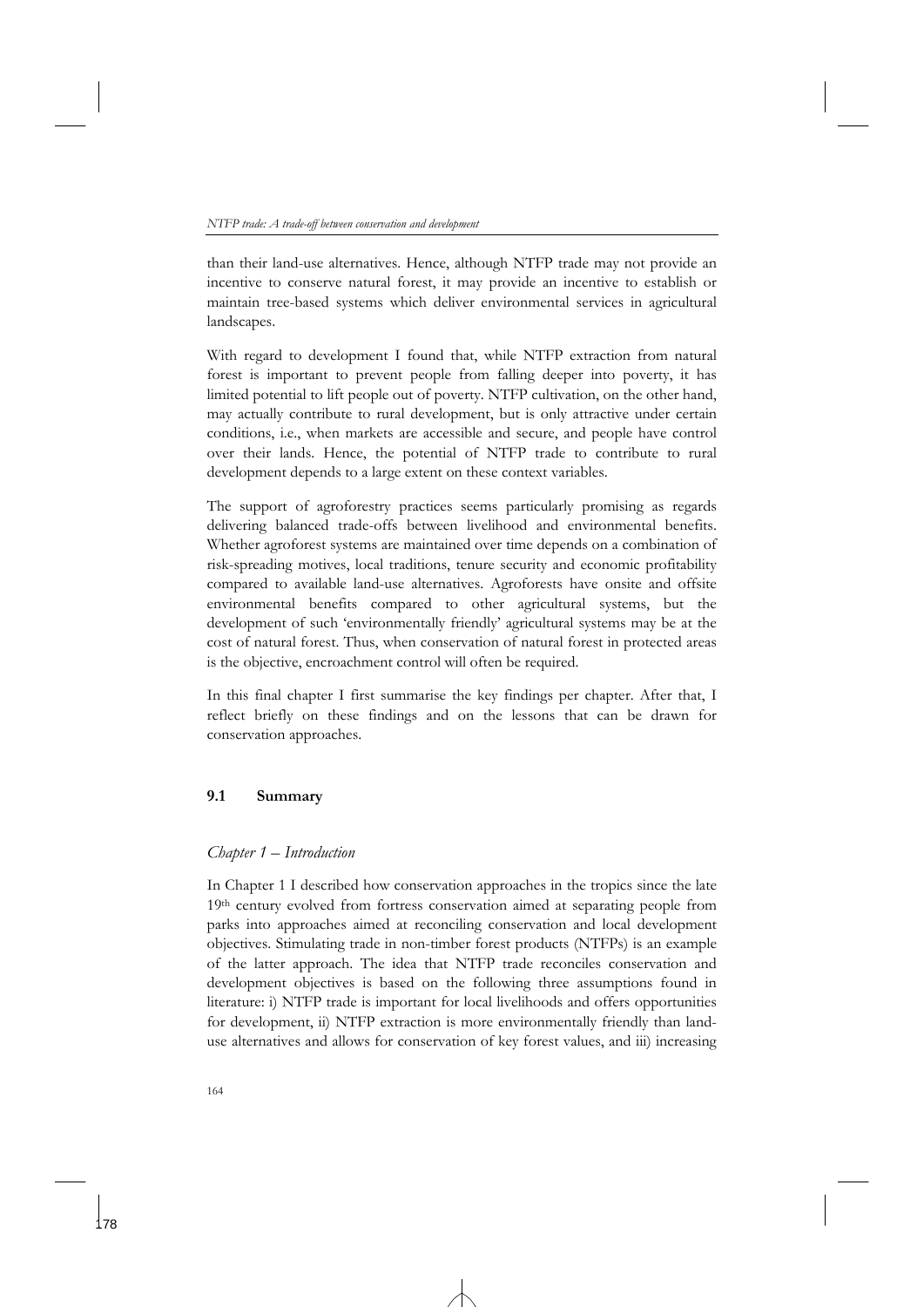than their land-use alternatives. Hence, although NTFP trade may not provide an incentive to conserve natural forest, it may provide an incentive to establish or maintain tree-based systems which deliver environmental services in agricultural landscapes.

With regard to development I found that, while NTFP extraction from natural forest is important to prevent people from falling deeper into poverty, it has limited potential to lift people out of poverty. NTFP cultivation, on the other hand, may actually contribute to rural development, but is only attractive under certain conditions, i.e., when markets are accessible and secure, and people have control over their lands. Hence, the potential of NTFP trade to contribute to rural development depends to a large extent on these context variables.

The support of agroforestry practices seems particularly promising as regards delivering balanced trade-offs between livelihood and environmental benefits. Whether agroforest systems are maintained over time depends on a combination of risk-spreading motives, local traditions, tenure security and economic profitability compared to available land-use alternatives. Agroforests have onsite and offsite environmental benefits compared to other agricultural systems, but the development of such 'environmentally friendly' agricultural systems may be at the cost of natural forest. Thus, when conservation of natural forest in protected areas is the objective, encroachment control will often be required.

In this final chapter I first summarise the key findings per chapter. After that, I reflect briefly on these findings and on the lessons that can be drawn for conservation approaches.

## 9.1 Summary

### *Chapter 1 – Introduction*

In Chapter 1 I described how conservation approaches in the tropics since the late 19th century evolved from fortress conservation aimed at separating people from parks into approaches aimed at reconciling conservation and local development objectives. Stimulating trade in non-timber forest products (NTFPs) is an example of the latter approach. The idea that NTFP trade reconciles conservation and development objectives is based on the following three assumptions found in literature: i) NTFP trade is important for local livelihoods and offers opportunities for development, ii) NTFP extraction is more environmentally friendly than land-use alternatives and allows for conservation of key forest values, and iii) increasing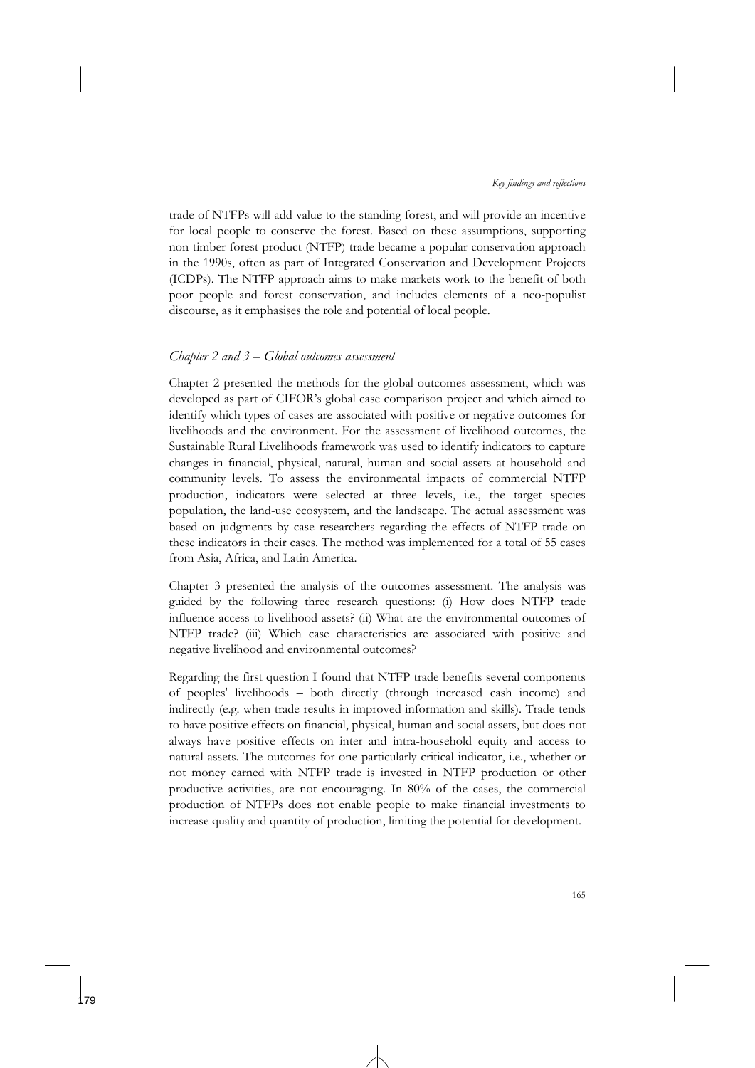trade of NTFPs will add value to the standing forest, and will provide an incentive for local people to conserve the forest. Based on these assumptions, supporting non-timber forest product (NTFP) trade became a popular conservation approach in the 1990s, often as part of Integrated Conservation and Development Projects (ICDPs). The NTFP approach aims to make markets work to the benefit of both poor people and forest conservation, and includes elements of a neo-populist discourse, as it emphasises the role and potential of local people.

### *Chapter 2 and 3 – Global outcomes assessment*

Chapter 2 presented the methods for the global outcomes assessment, which was developed as part of CIFOR's global case comparison project and which aimed to identify which types of cases are associated with positive or negative outcomes for livelihoods and the environment. For the assessment of livelihood outcomes, the Sustainable Rural Livelihoods framework was used to identify indicators to capture changes in financial, physical, natural, human and social assets at household and community levels. To assess the environmental impacts of commercial NTFP production, indicators were selected at three levels, i.e., the target species population, the land-use ecosystem, and the landscape. The actual assessment was based on judgments by case researchers regarding the effects of NTFP trade on these indicators in their cases. The method was implemented for a total of 55 cases from Asia, Africa, and Latin America.

Chapter 3 presented the analysis of the outcomes assessment. The analysis was guided by the following three research questions: (i) How does NTFP trade influence access to livelihood assets? (ii) What are the environmental outcomes of NTFP trade? (iii) Which case characteristics are associated with positive and negative livelihood and environmental outcomes?

Regarding the first question I found that NTFP trade benefits several components of peoples' livelihoods – both directly (through increased cash income) and indirectly (e.g. when trade results in improved information and skills). Trade tends to have positive effects on financial, physical, human and social assets, but does not always have positive effects on inter and intra-household equity and access to natural assets. The outcomes for one particularly critical indicator, i.e., whether or not money earned with NTFP trade is invested in NTFP production or other productive activities, are not encouraging. In 80% of the cases, the commercial production of NTFPs does not enable people to make financial investments to increase quality and quantity of production, limiting the potential for development.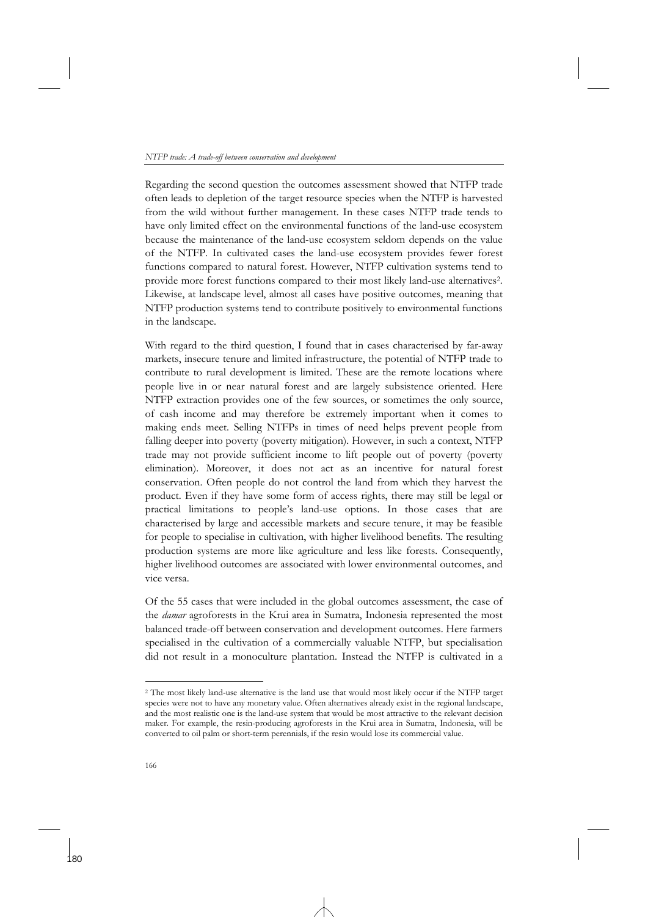Regarding the second question the outcomes assessment showed that NTFP trade often leads to depletion of the target resource species when the NTFP is harvested from the wild without further management. In these cases NTFP trade tends to have only limited effect on the environmental functions of the land-use ecosystem because the maintenance of the land-use ecosystem seldom depends on the value of the NTFP. In cultivated cases the land-use ecosystem provides fewer forest functions compared to natural forest. However, NTFP cultivation systems tend to provide more forest functions compared to their most likely land-use alternatives[2]. Likewise, at landscape level, almost all cases have positive outcomes, meaning that NTFP production systems tend to contribute positively to environmental functions in the landscape.

With regard to the third question, I found that in cases characterised by far-away markets, insecure tenure and limited infrastructure, the potential of NTFP trade to contribute to rural development is limited. These are the remote locations where people live in or near natural forest and are largely subsistence oriented. Here NTFP extraction provides one of the few sources, or sometimes the only source, of cash income and may therefore be extremely important when it comes to making ends meet. Selling NTFPs in times of need helps prevent people from falling deeper into poverty (poverty mitigation). However, in such a context, NTFP trade may not provide sufficient income to lift people out of poverty (poverty elimination). Moreover, it does not act as an incentive for natural forest conservation. Often people do not control the land from which they harvest the product. Even if they have some form of access rights, there may still be legal or practical limitations to people's land-use options. In those cases that are characterised by large and accessible markets and secure tenure, it may be feasible for people to specialise in cultivation, with higher livelihood benefits. The resulting production systems are more like agriculture and less like forests. Consequently, higher livelihood outcomes are associated with lower environmental outcomes, and vice versa.

Of the 55 cases that were included in the global outcomes assessment, the case of the *damar* agroforests in the Krui area in Sumatra, Indonesia represented the most balanced trade-off between conservation and development outcomes. Here farmers specialised in the cultivation of a commercially valuable NTFP, but specialisation did not result in a monoculture plantation. Instead the NTFP is cultivated in a

[2] The most likely land-use alternative is the land use that would most likely occur if the NTFP target species were not to have any monetary value. Often alternatives already exist in the regional landscape, and the most realistic one is the land-use system that would be most attractive to the relevant decision maker. For example, the resin-producing agroforests in the Krui area in Sumatra, Indonesia, will be converted to oil palm or short-term perennials, if the resin would lose its commercial value.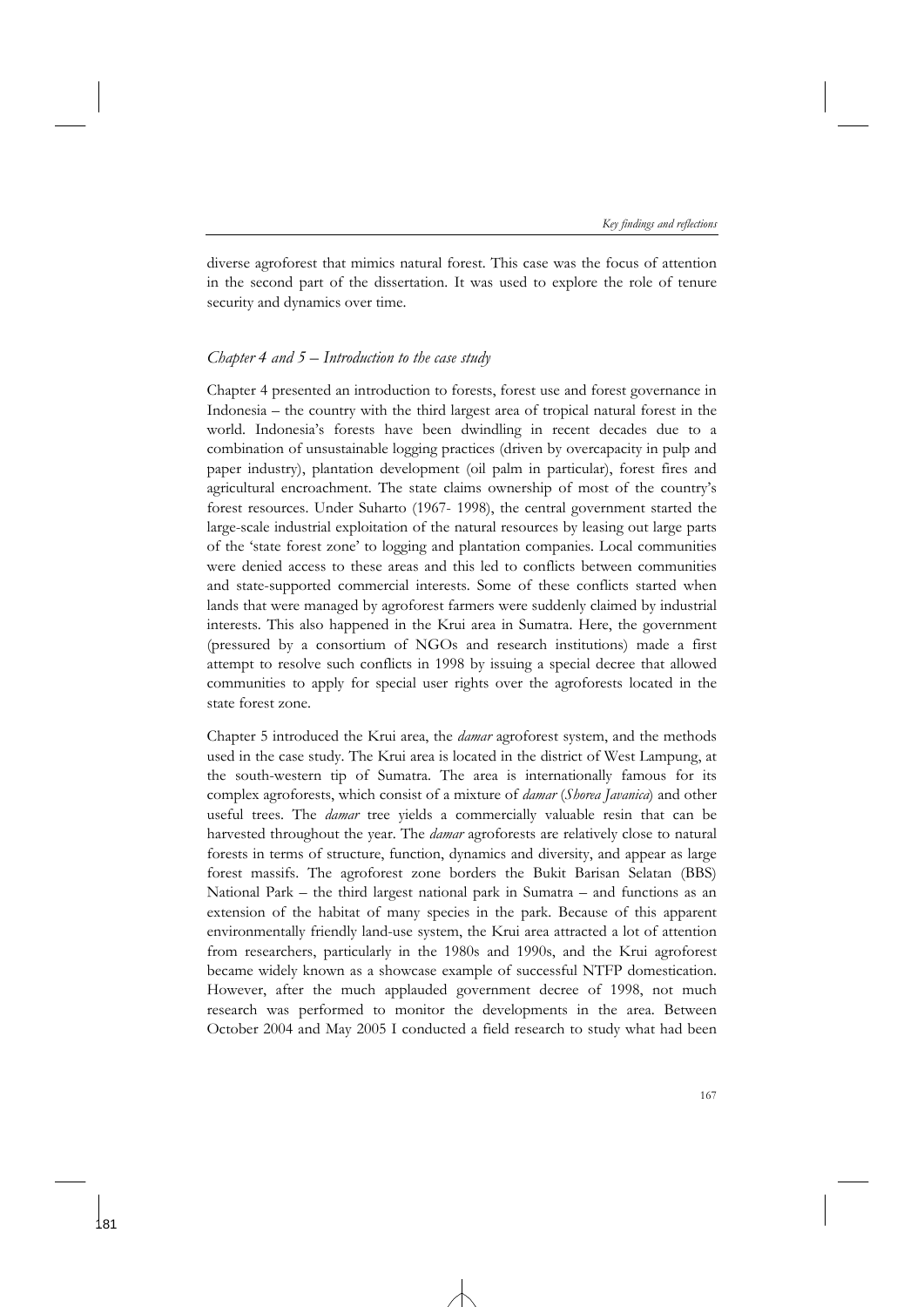diverse agroforest that mimics natural forest. This case was the focus of attention in the second part of the dissertation. It was used to explore the role of tenure security and dynamics over time.

### *Chapter 4 and 5 – Introduction to the case study*

Chapter 4 presented an introduction to forests, forest use and forest governance in Indonesia – the country with the third largest area of tropical natural forest in the world. Indonesia's forests have been dwindling in recent decades due to a combination of unsustainable logging practices (driven by overcapacity in pulp and paper industry), plantation development (oil palm in particular), forest fires and agricultural encroachment. The state claims ownership of most of the country's forest resources. Under Suharto (1967- 1998), the central government started the large-scale industrial exploitation of the natural resources by leasing out large parts of the 'state forest zone' to logging and plantation companies. Local communities were denied access to these areas and this led to conflicts between communities and state-supported commercial interests. Some of these conflicts started when lands that were managed by agroforest farmers were suddenly claimed by industrial interests. This also happened in the Krui area in Sumatra. Here, the government (pressured by a consortium of NGOs and research institutions) made a first attempt to resolve such conflicts in 1998 by issuing a special decree that allowed communities to apply for special user rights over the agroforests located in the state forest zone.

Chapter 5 introduced the Krui area, the *damar* agroforest system, and the methods used in the case study. The Krui area is located in the district of West Lampung, at the south-western tip of Sumatra. The area is internationally famous for its complex agroforests, which consist of a mixture of *damar* (*Shorea Javanica*) and other useful trees. The *damar* tree yields a commercially valuable resin that can be harvested throughout the year. The *damar* agroforests are relatively close to natural forests in terms of structure, function, dynamics and diversity, and appear as large forest massifs. The agroforest zone borders the Bukit Barisan Selatan (BBS) National Park – the third largest national park in Sumatra – and functions as an extension of the habitat of many species in the park. Because of this apparent environmentally friendly land-use system, the Krui area attracted a lot of attention from researchers, particularly in the 1980s and 1990s, and the Krui agroforest became widely known as a showcase example of successful NTFP domestication. However, after the much applauded government decree of 1998, not much research was performed to monitor the developments in the area. Between October 2004 and May 2005 I conducted a field research to study what had been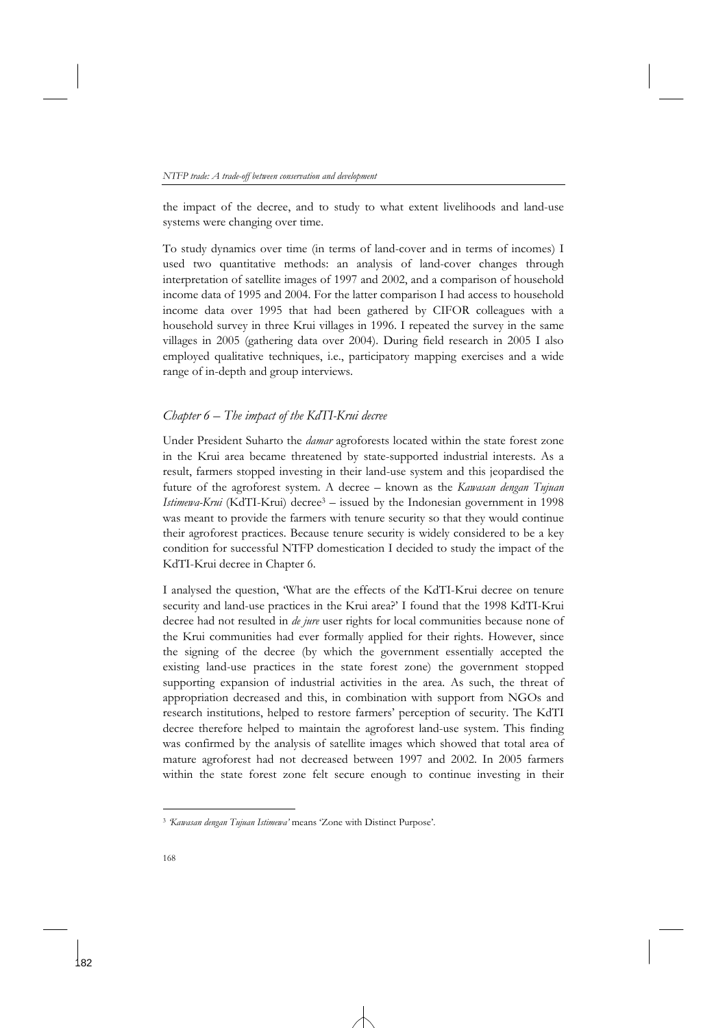the impact of the decree, and to study to what extent livelihoods and land-use systems were changing over time.

To study dynamics over time (in terms of land-cover and in terms of incomes) I used two quantitative methods: an analysis of land-cover changes through interpretation of satellite images of 1997 and 2002, and a comparison of household income data of 1995 and 2004. For the latter comparison I had access to household income data over 1995 that had been gathered by CIFOR colleagues with a household survey in three Krui villages in 1996. I repeated the survey in the same villages in 2005 (gathering data over 2004). During field research in 2005 I also employed qualitative techniques, i.e., participatory mapping exercises and a wide range of in-depth and group interviews.

### *Chapter 6 – The impact of the KdTI-Krui decree*

Under President Suharto the *damar* agroforests located within the state forest zone in the Krui area became threatened by state-supported industrial interests. As a result, farmers stopped investing in their land-use system and this jeopardised the future of the agroforest system. A decree – known as the *Kawasan dengan Tujuan Istimewa-Krui* (KdTI-Krui) decree[3] – issued by the Indonesian government in 1998 was meant to provide the farmers with tenure security so that they would continue their agroforest practices. Because tenure security is widely considered to be a key condition for successful NTFP domestication I decided to study the impact of the KdTI-Krui decree in Chapter 6.

I analysed the question, 'What are the effects of the KdTI-Krui decree on tenure security and land-use practices in the Krui area?' I found that the 1998 KdTI-Krui decree had not resulted in *de jure* user rights for local communities because none of the Krui communities had ever formally applied for their rights. However, since the signing of the decree (by which the government essentially accepted the existing land-use practices in the state forest zone) the government stopped supporting expansion of industrial activities in the area. As such, the threat of appropriation decreased and this, in combination with support from NGOs and research institutions, helped to restore farmers' perception of security. The KdTI decree therefore helped to maintain the agroforest land-use system. This finding was confirmed by the analysis of satellite images which showed that total area of mature agroforest had not decreased between 1997 and 2002. In 2005 farmers within the state forest zone felt secure enough to continue investing in their

[3] *'Kawasan dengan Tujuan Istimewa'* means 'Zone with Distinct Purpose'.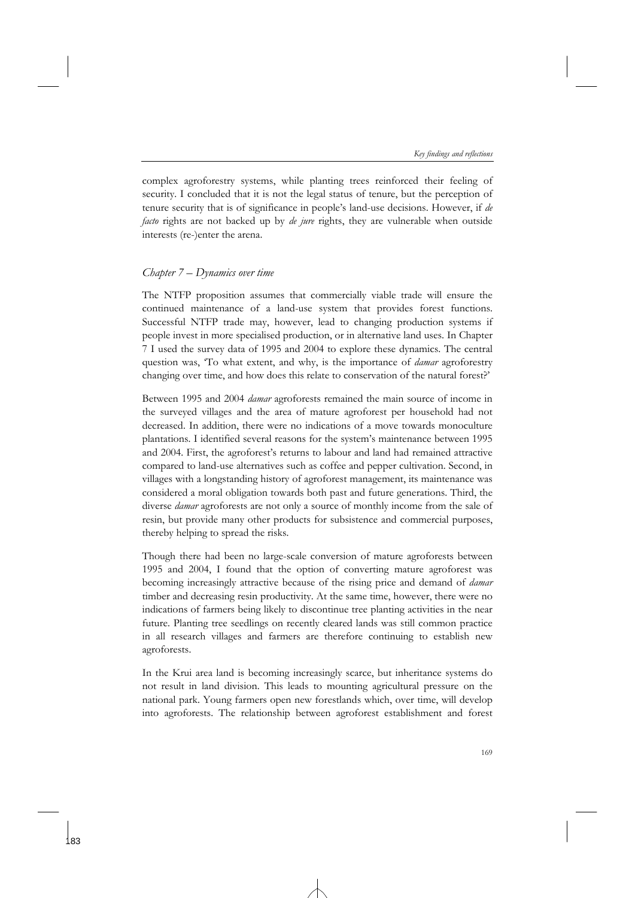complex agroforestry systems, while planting trees reinforced their feeling of security. I concluded that it is not the legal status of tenure, but the perception of tenure security that is of significance in people's land-use decisions. However, if *de facto* rights are not backed up by *de jure* rights, they are vulnerable when outside interests (re-)enter the arena.

### *Chapter 7 – Dynamics over time*

The NTFP proposition assumes that commercially viable trade will ensure the continued maintenance of a land-use system that provides forest functions. Successful NTFP trade may, however, lead to changing production systems if people invest in more specialised production, or in alternative land uses. In Chapter 7 I used the survey data of 1995 and 2004 to explore these dynamics. The central question was, 'To what extent, and why, is the importance of *damar* agroforestry changing over time, and how does this relate to conservation of the natural forest?'

Between 1995 and 2004 *damar* agroforests remained the main source of income in the surveyed villages and the area of mature agroforest per household had not decreased. In addition, there were no indications of a move towards monoculture plantations. I identified several reasons for the system's maintenance between 1995 and 2004. First, the agroforest's returns to labour and land had remained attractive compared to land-use alternatives such as coffee and pepper cultivation. Second, in villages with a longstanding history of agroforest management, its maintenance was considered a moral obligation towards both past and future generations. Third, the diverse *damar* agroforests are not only a source of monthly income from the sale of resin, but provide many other products for subsistence and commercial purposes, thereby helping to spread the risks.

Though there had been no large-scale conversion of mature agroforests between 1995 and 2004, I found that the option of converting mature agroforest was becoming increasingly attractive because of the rising price and demand of *damar* timber and decreasing resin productivity. At the same time, however, there were no indications of farmers being likely to discontinue tree planting activities in the near future. Planting tree seedlings on recently cleared lands was still common practice in all research villages and farmers are therefore continuing to establish new agroforests.

In the Krui area land is becoming increasingly scarce, but inheritance systems do not result in land division. This leads to mounting agricultural pressure on the national park. Young farmers open new forestlands which, over time, will develop into agroforests. The relationship between agroforest establishment and forest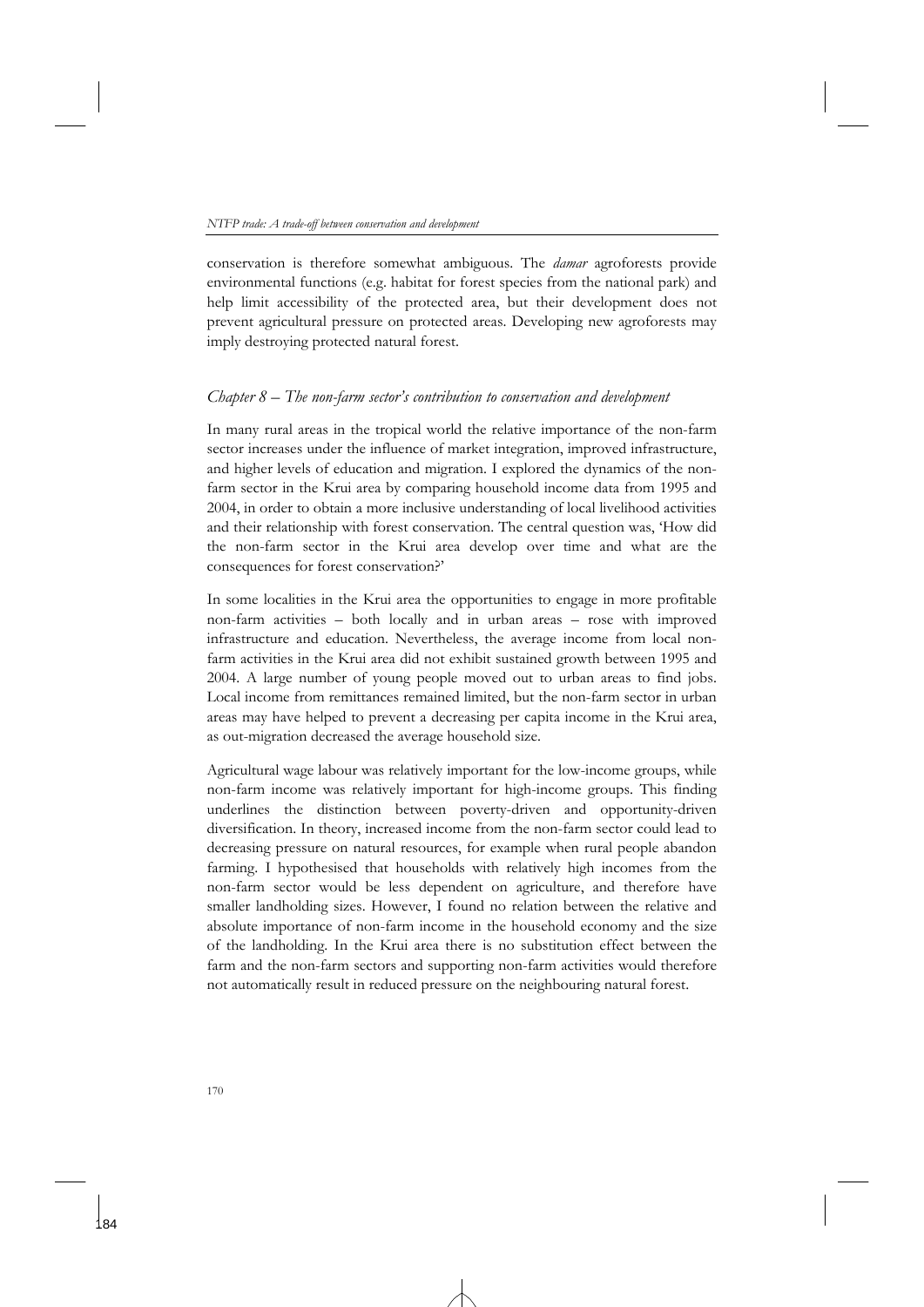conservation is therefore somewhat ambiguous. The *damar* agroforests provide environmental functions (e.g. habitat for forest species from the national park) and help limit accessibility of the protected area, but their development does not prevent agricultural pressure on protected areas. Developing new agroforests may imply destroying protected natural forest.

### *Chapter 8 – The non-farm sector's contribution to conservation and development*

In many rural areas in the tropical world the relative importance of the non-farm sector increases under the influence of market integration, improved infrastructure, and higher levels of education and migration. I explored the dynamics of the non-farm sector in the Krui area by comparing household income data from 1995 and 2004, in order to obtain a more inclusive understanding of local livelihood activities and their relationship with forest conservation. The central question was, 'How did the non-farm sector in the Krui area develop over time and what are the consequences for forest conservation?'

In some localities in the Krui area the opportunities to engage in more profitable non-farm activities – both locally and in urban areas – rose with improved infrastructure and education. Nevertheless, the average income from local non-farm activities in the Krui area did not exhibit sustained growth between 1995 and 2004. A large number of young people moved out to urban areas to find jobs. Local income from remittances remained limited, but the non-farm sector in urban areas may have helped to prevent a decreasing per capita income in the Krui area, as out-migration decreased the average household size.

Agricultural wage labour was relatively important for the low-income groups, while non-farm income was relatively important for high-income groups. This finding underlines the distinction between poverty-driven and opportunity-driven diversification. In theory, increased income from the non-farm sector could lead to decreasing pressure on natural resources, for example when rural people abandon farming. I hypothesised that households with relatively high incomes from the non-farm sector would be less dependent on agriculture, and therefore have smaller landholding sizes. However, I found no relation between the relative and absolute importance of non-farm income in the household economy and the size of the landholding. In the Krui area there is no substitution effect between the farm and the non-farm sectors and supporting non-farm activities would therefore not automatically result in reduced pressure on the neighbouring natural forest.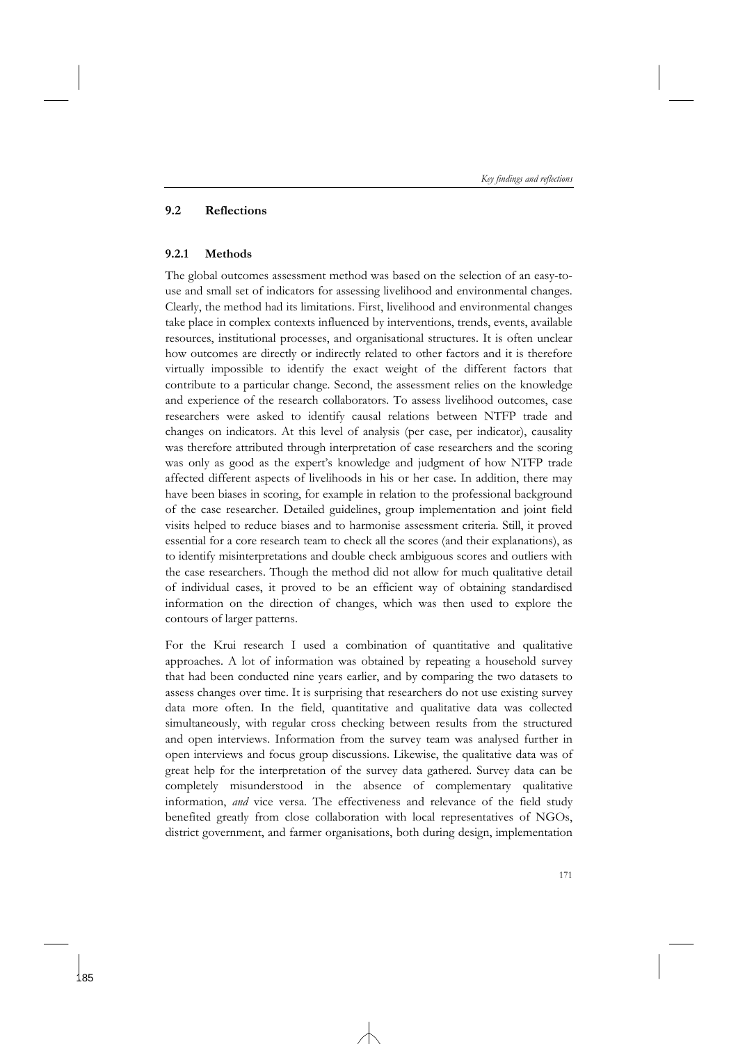## 9.2 Reflections

### 9.2.1 Methods

The global outcomes assessment method was based on the selection of an easy-to-use and small set of indicators for assessing livelihood and environmental changes. Clearly, the method had its limitations. First, livelihood and environmental changes take place in complex contexts influenced by interventions, trends, events, available resources, institutional processes, and organisational structures. It is often unclear how outcomes are directly or indirectly related to other factors and it is therefore virtually impossible to identify the exact weight of the different factors that contribute to a particular change. Second, the assessment relies on the knowledge and experience of the research collaborators. To assess livelihood outcomes, case researchers were asked to identify causal relations between NTFP trade and changes on indicators. At this level of analysis (per case, per indicator), causality was therefore attributed through interpretation of case researchers and the scoring was only as good as the expert's knowledge and judgment of how NTFP trade affected different aspects of livelihoods in his or her case. In addition, there may have been biases in scoring, for example in relation to the professional background of the case researcher. Detailed guidelines, group implementation and joint field visits helped to reduce biases and to harmonise assessment criteria. Still, it proved essential for a core research team to check all the scores (and their explanations), as to identify misinterpretations and double check ambiguous scores and outliers with the case researchers. Though the method did not allow for much qualitative detail of individual cases, it proved to be an efficient way of obtaining standardised information on the direction of changes, which was then used to explore the contours of larger patterns.

For the Krui research I used a combination of quantitative and qualitative approaches. A lot of information was obtained by repeating a household survey that had been conducted nine years earlier, and by comparing the two datasets to assess changes over time. It is surprising that researchers do not use existing survey data more often. In the field, quantitative and qualitative data was collected simultaneously, with regular cross checking between results from the structured and open interviews. Information from the survey team was analysed further in open interviews and focus group discussions. Likewise, the qualitative data was of great help for the interpretation of the survey data gathered. Survey data can be completely misunderstood in the absence of complementary qualitative information, *and* vice versa. The effectiveness and relevance of the field study benefited greatly from close collaboration with local representatives of NGOs, district government, and farmer organisations, both during design, implementation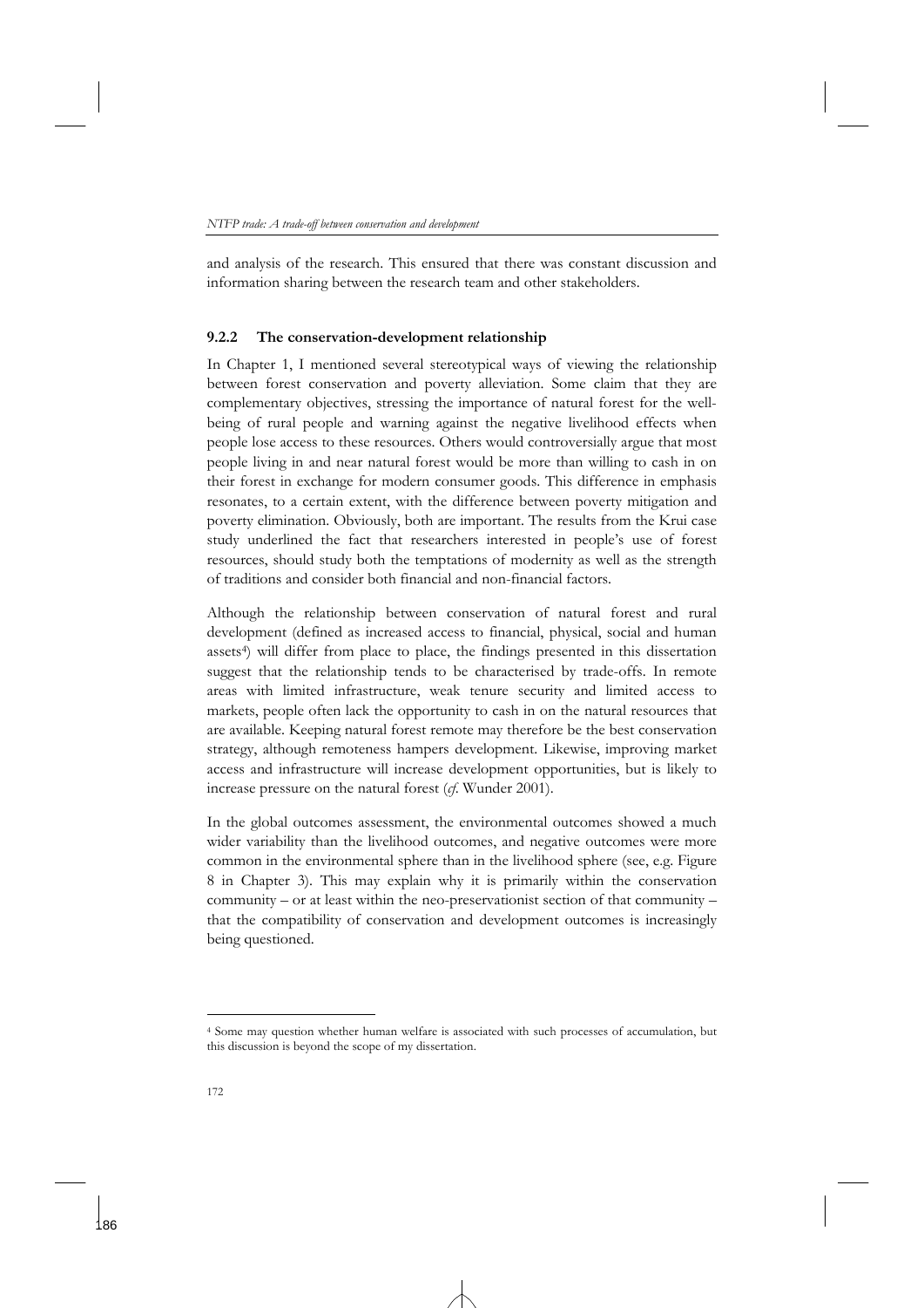and analysis of the research. This ensured that there was constant discussion and information sharing between the research team and other stakeholders.

### 9.2.2 The conservation-development relationship

In Chapter 1, I mentioned several stereotypical ways of viewing the relationship between forest conservation and poverty alleviation. Some claim that they are complementary objectives, stressing the importance of natural forest for the well-being of rural people and warning against the negative livelihood effects when people lose access to these resources. Others would controversially argue that most people living in and near natural forest would be more than willing to cash in on their forest in exchange for modern consumer goods. This difference in emphasis resonates, to a certain extent, with the difference between poverty mitigation and poverty elimination. Obviously, both are important. The results from the Krui case study underlined the fact that researchers interested in people's use of forest resources, should study both the temptations of modernity as well as the strength of traditions and consider both financial and non-financial factors.

Although the relationship between conservation of natural forest and rural development (defined as increased access to financial, physical, social and human assets[4]) will differ from place to place, the findings presented in this dissertation suggest that the relationship tends to be characterised by trade-offs. In remote areas with limited infrastructure, weak tenure security and limited access to markets, people often lack the opportunity to cash in on the natural resources that are available. Keeping natural forest remote may therefore be the best conservation strategy, although remoteness hampers development. Likewise, improving market access and infrastructure will increase development opportunities, but is likely to increase pressure on the natural forest (*cf.* Wunder 2001).

In the global outcomes assessment, the environmental outcomes showed a much wider variability than the livelihood outcomes, and negative outcomes were more common in the environmental sphere than in the livelihood sphere (see, e.g. Figure 8 in Chapter 3). This may explain why it is primarily within the conservation community – or at least within the neo-preservationist section of that community – that the compatibility of conservation and development outcomes is increasingly being questioned.

---

[4] Some may question whether human welfare is associated with such processes of accumulation, but this discussion is beyond the scope of my dissertation.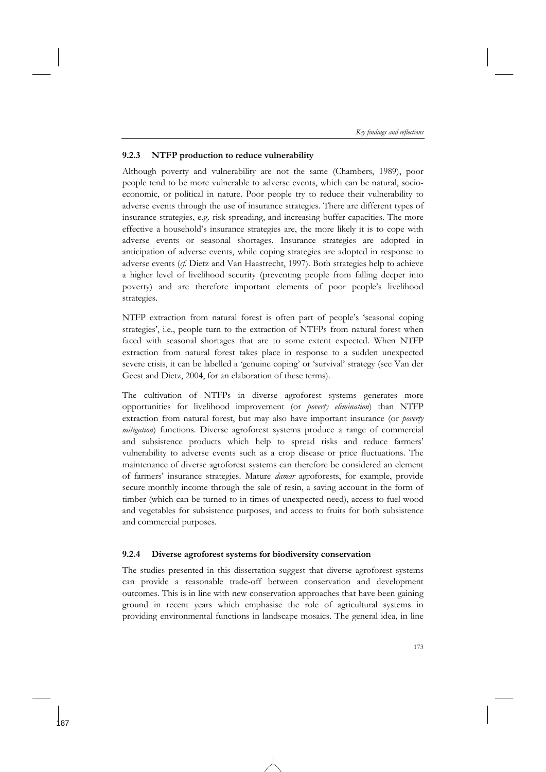### 9.2.3 NTFP production to reduce vulnerability

Although poverty and vulnerability are not the same (Chambers, 1989), poor people tend to be more vulnerable to adverse events, which can be natural, socio-economic, or political in nature. Poor people try to reduce their vulnerability to adverse events through the use of insurance strategies. There are different types of insurance strategies, e.g. risk spreading, and increasing buffer capacities. The more effective a household's insurance strategies are, the more likely it is to cope with adverse events or seasonal shortages. Insurance strategies are adopted in anticipation of adverse events, while coping strategies are adopted in response to adverse events (*cf.* Dietz and Van Haastrecht, 1997). Both strategies help to achieve a higher level of livelihood security (preventing people from falling deeper into poverty) and are therefore important elements of poor people's livelihood strategies.

NTFP extraction from natural forest is often part of people's 'seasonal coping strategies', i.e., people turn to the extraction of NTFPs from natural forest when faced with seasonal shortages that are to some extent expected. When NTFP extraction from natural forest takes place in response to a sudden unexpected severe crisis, it can be labelled a 'genuine coping' or 'survival' strategy (see Van der Geest and Dietz, 2004, for an elaboration of these terms).

The cultivation of NTFPs in diverse agroforest systems generates more opportunities for livelihood improvement (or *poverty elimination*) than NTFP extraction from natural forest, but may also have important insurance (or *poverty mitigation*) functions. Diverse agroforest systems produce a range of commercial and subsistence products which help to spread risks and reduce farmers' vulnerability to adverse events such as a crop disease or price fluctuations. The maintenance of diverse agroforest systems can therefore be considered an element of farmers' insurance strategies. Mature *damar* agroforests, for example, provide secure monthly income through the sale of resin, a saving account in the form of timber (which can be turned to in times of unexpected need), access to fuel wood and vegetables for subsistence purposes, and access to fruits for both subsistence and commercial purposes.

### 9.2.4 Diverse agroforest systems for biodiversity conservation

The studies presented in this dissertation suggest that diverse agroforest systems can provide a reasonable trade-off between conservation and development outcomes. This is in line with new conservation approaches that have been gaining ground in recent years which emphasise the role of agricultural systems in providing environmental functions in landscape mosaics. The general idea, in line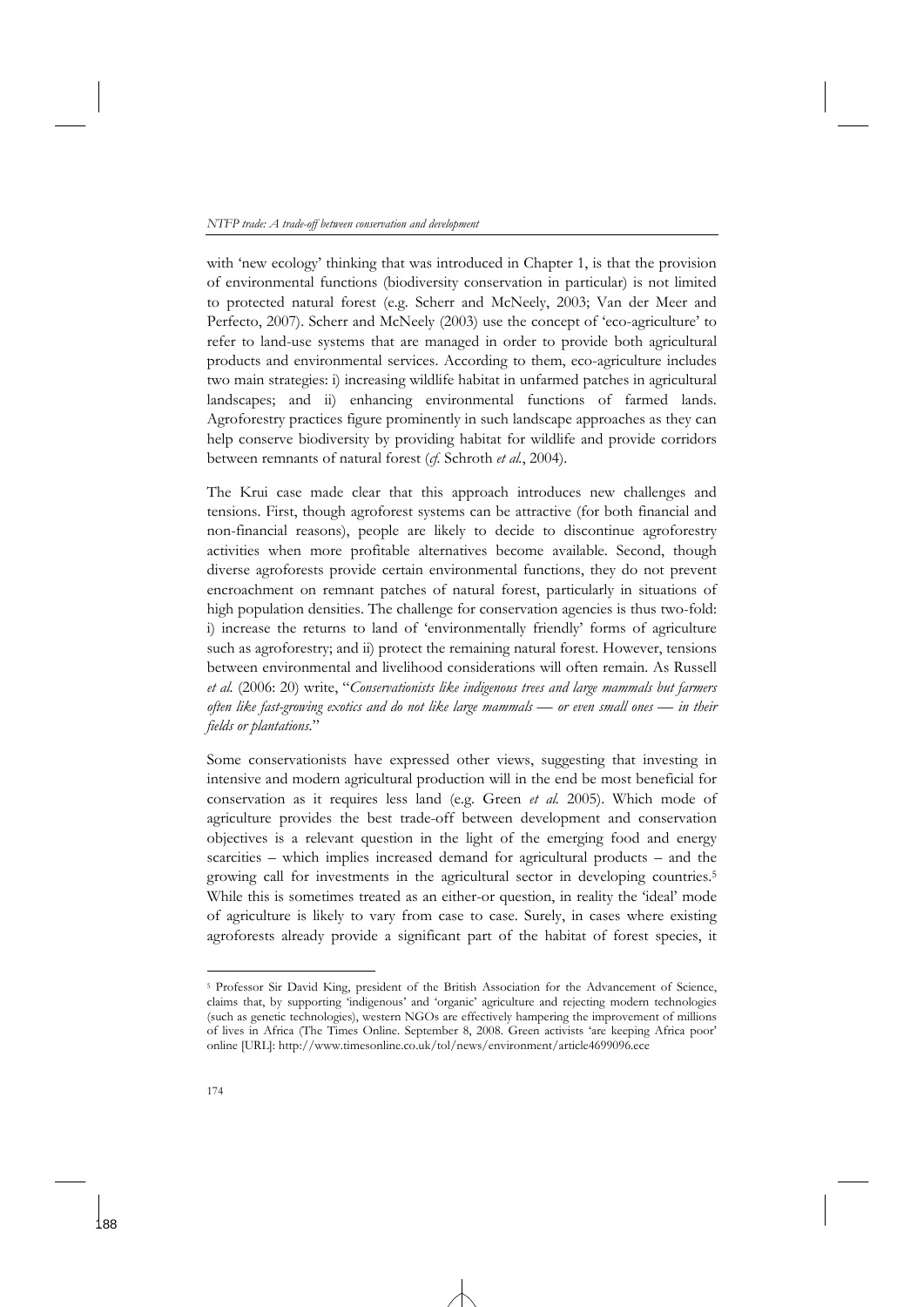with 'new ecology' thinking that was introduced in Chapter 1, is that the provision of environmental functions (biodiversity conservation in particular) is not limited to protected natural forest (e.g. Scherr and McNeely, 2003; Van der Meer and Perfecto, 2007). Scherr and McNeely (2003) use the concept of 'eco-agriculture' to refer to land-use systems that are managed in order to provide both agricultural products and environmental services. According to them, eco-agriculture includes two main strategies: i) increasing wildlife habitat in unfarmed patches in agricultural landscapes; and ii) enhancing environmental functions of farmed lands. Agroforestry practices figure prominently in such landscape approaches as they can help conserve biodiversity by providing habitat for wildlife and provide corridors between remnants of natural forest (*cf.* Schroth *et al.*, 2004).

The Krui case made clear that this approach introduces new challenges and tensions. First, though agroforest systems can be attractive (for both financial and non-financial reasons), people are likely to decide to discontinue agroforestry activities when more profitable alternatives become available. Second, though diverse agroforests provide certain environmental functions, they do not prevent encroachment on remnant patches of natural forest, particularly in situations of high population densities. The challenge for conservation agencies is thus two-fold: i) increase the returns to land of 'environmentally friendly' forms of agriculture such as agroforestry; and ii) protect the remaining natural forest. However, tensions between environmental and livelihood considerations will often remain. As Russell *et al.* (2006: 20) write, "*Conservationists like indigenous trees and large mammals but farmers often like fast-growing exotics and do not like large mammals — or even small ones — in their fields or plantations.*"

Some conservationists have expressed other views, suggesting that investing in intensive and modern agricultural production will in the end be most beneficial for conservation as it requires less land (e.g. Green *et al.* 2005). Which mode of agriculture provides the best trade-off between development and conservation objectives is a relevant question in the light of the emerging food and energy scarcities – which implies increased demand for agricultural products – and the growing call for investments in the agricultural sector in developing countries.[5] While this is sometimes treated as an either-or question, in reality the 'ideal' mode of agriculture is likely to vary from case to case. Surely, in cases where existing agroforests already provide a significant part of the habitat of forest species, it

---

[5] Professor Sir David King, president of the British Association for the Advancement of Science, claims that, by supporting 'indigenous' and 'organic' agriculture and rejecting modern technologies (such as genetic technologies), western NGOs are effectively hampering the improvement of millions of lives in Africa (The Times Online. September 8, 2008. Green activists 'are keeping Africa poor' online [URL]: http://www.timesonline.co.uk/tol/news/environment/article4699096.ece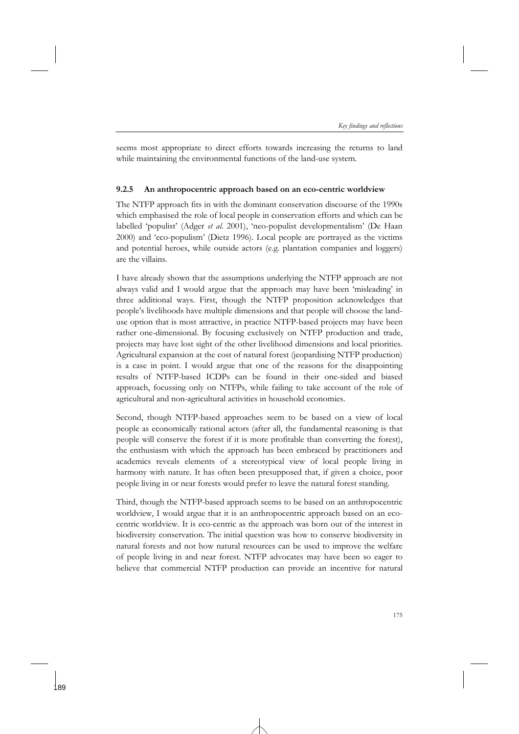seems most appropriate to direct efforts towards increasing the returns to land while maintaining the environmental functions of the land-use system.

### 9.2.5 An anthropocentric approach based on an eco-centric worldview

The NTFP approach fits in with the dominant conservation discourse of the 1990s which emphasised the role of local people in conservation efforts and which can be labelled 'populist' (Adger *et al.* 2001), 'neo-populist developmentalism' (De Haan 2000) and 'eco-populism' (Dietz 1996). Local people are portrayed as the victims and potential heroes, while outside actors (e.g. plantation companies and loggers) are the villains.

I have already shown that the assumptions underlying the NTFP approach are not always valid and I would argue that the approach may have been 'misleading' in three additional ways. First, though the NTFP proposition acknowledges that people's livelihoods have multiple dimensions and that people will choose the land-use option that is most attractive, in practice NTFP-based projects may have been rather one-dimensional. By focusing exclusively on NTFP production and trade, projects may have lost sight of the other livelihood dimensions and local priorities. Agricultural expansion at the cost of natural forest (jeopardising NTFP production) is a case in point. I would argue that one of the reasons for the disappointing results of NTFP-based ICDPs can be found in their one-sided and biased approach, focussing only on NTFPs, while failing to take account of the role of agricultural and non-agricultural activities in household economies.

Second, though NTFP-based approaches seem to be based on a view of local people as economically rational actors (after all, the fundamental reasoning is that people will conserve the forest if it is more profitable than converting the forest), the enthusiasm with which the approach has been embraced by practitioners and academics reveals elements of a stereotypical view of local people living in harmony with nature. It has often been presupposed that, if given a choice, poor people living in or near forests would prefer to leave the natural forest standing.

Third, though the NTFP-based approach seems to be based on an anthropocentric worldview, I would argue that it is an anthropocentric approach based on an eco-centric worldview. It is eco-centric as the approach was born out of the interest in biodiversity conservation. The initial question was how to conserve biodiversity in natural forests and not how natural resources can be used to improve the welfare of people living in and near forest. NTFP advocates may have been so eager to believe that commercial NTFP production can provide an incentive for natural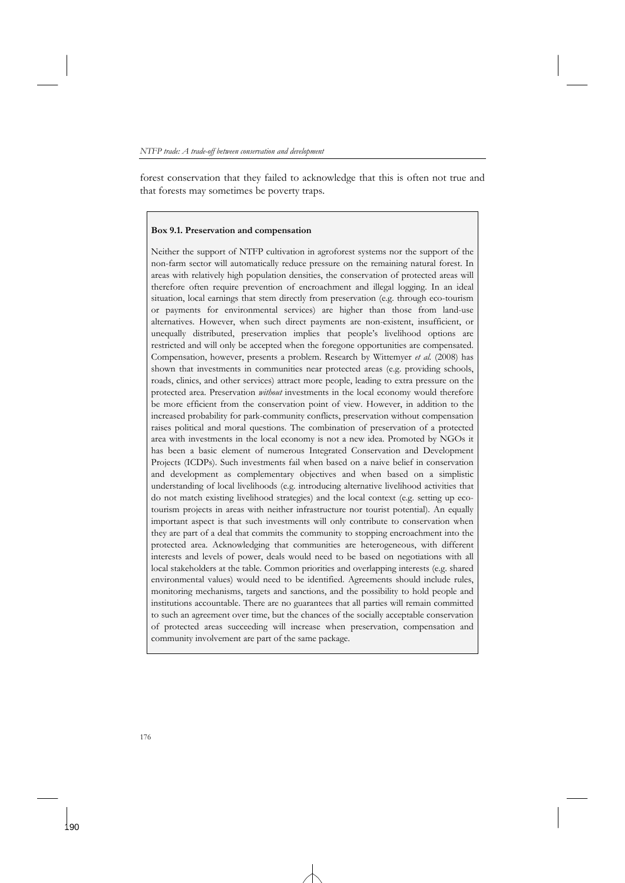forest conservation that they failed to acknowledge that this is often not true and that forests may sometimes be poverty traps.

**Box 9.1. Preservation and compensation**

Neither the support of NTFP cultivation in agroforest systems nor the support of the non-farm sector will automatically reduce pressure on the remaining natural forest. In areas with relatively high population densities, the conservation of protected areas will therefore often require prevention of encroachment and illegal logging. In an ideal situation, local earnings that stem directly from preservation (e.g. through eco-tourism or payments for environmental services) are higher than those from land-use alternatives. However, when such direct payments are non-existent, insufficient, or unequally distributed, preservation implies that people's livelihood options are restricted and will only be accepted when the foregone opportunities are compensated. Compensation, however, presents a problem. Research by Wittemyer *et al.* (2008) has shown that investments in communities near protected areas (e.g. providing schools, roads, clinics, and other services) attract more people, leading to extra pressure on the protected area. Preservation *without* investments in the local economy would therefore be more efficient from the conservation point of view. However, in addition to the increased probability for park-community conflicts, preservation without compensation raises political and moral questions. The combination of preservation of a protected area with investments in the local economy is not a new idea. Promoted by NGOs it has been a basic element of numerous Integrated Conservation and Development Projects (ICDPs). Such investments fail when based on a naive belief in conservation and development as complementary objectives and when based on a simplistic understanding of local livelihoods (e.g. introducing alternative livelihood activities that do not match existing livelihood strategies) and the local context (e.g. setting up eco-tourism projects in areas with neither infrastructure nor tourist potential). An equally important aspect is that such investments will only contribute to conservation when they are part of a deal that commits the community to stopping encroachment into the protected area. Acknowledging that communities are heterogeneous, with different interests and levels of power, deals would need to be based on negotiations with all local stakeholders at the table. Common priorities and overlapping interests (e.g. shared environmental values) would need to be identified. Agreements should include rules, monitoring mechanisms, targets and sanctions, and the possibility to hold people and institutions accountable. There are no guarantees that all parties will remain committed to such an agreement over time, but the chances of the socially acceptable conservation of protected areas succeeding will increase when preservation, compensation and community involvement are part of the same package.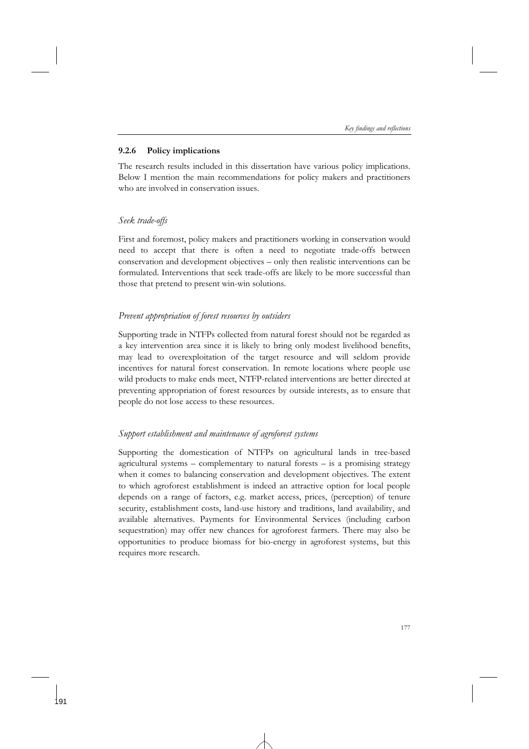### 9.2.6 Policy implications

The research results included in this dissertation have various policy implications. Below I mention the main recommendations for policy makers and practitioners who are involved in conservation issues.

*Seek trade-offs*

First and foremost, policy makers and practitioners working in conservation would need to accept that there is often a need to negotiate trade-offs between conservation and development objectives – only then realistic interventions can be formulated. Interventions that seek trade-offs are likely to be more successful than those that pretend to present win-win solutions.

*Prevent appropriation of forest resources by outsiders*

Supporting trade in NTFPs collected from natural forest should not be regarded as a key intervention area since it is likely to bring only modest livelihood benefits, may lead to overexploitation of the target resource and will seldom provide incentives for natural forest conservation. In remote locations where people use wild products to make ends meet, NTFP-related interventions are better directed at preventing appropriation of forest resources by outside interests, as to ensure that people do not lose access to these resources.

*Support establishment and maintenance of agroforest systems*

Supporting the domestication of NTFPs on agricultural lands in tree-based agricultural systems – complementary to natural forests – is a promising strategy when it comes to balancing conservation and development objectives. The extent to which agroforest establishment is indeed an attractive option for local people depends on a range of factors, e.g. market access, prices, (perception) of tenure security, establishment costs, land-use history and traditions, land availability, and available alternatives. Payments for Environmental Services (including carbon sequestration) may offer new chances for agroforest farmers. There may also be opportunities to produce biomass for bio-energy in agroforest systems, but this requires more research.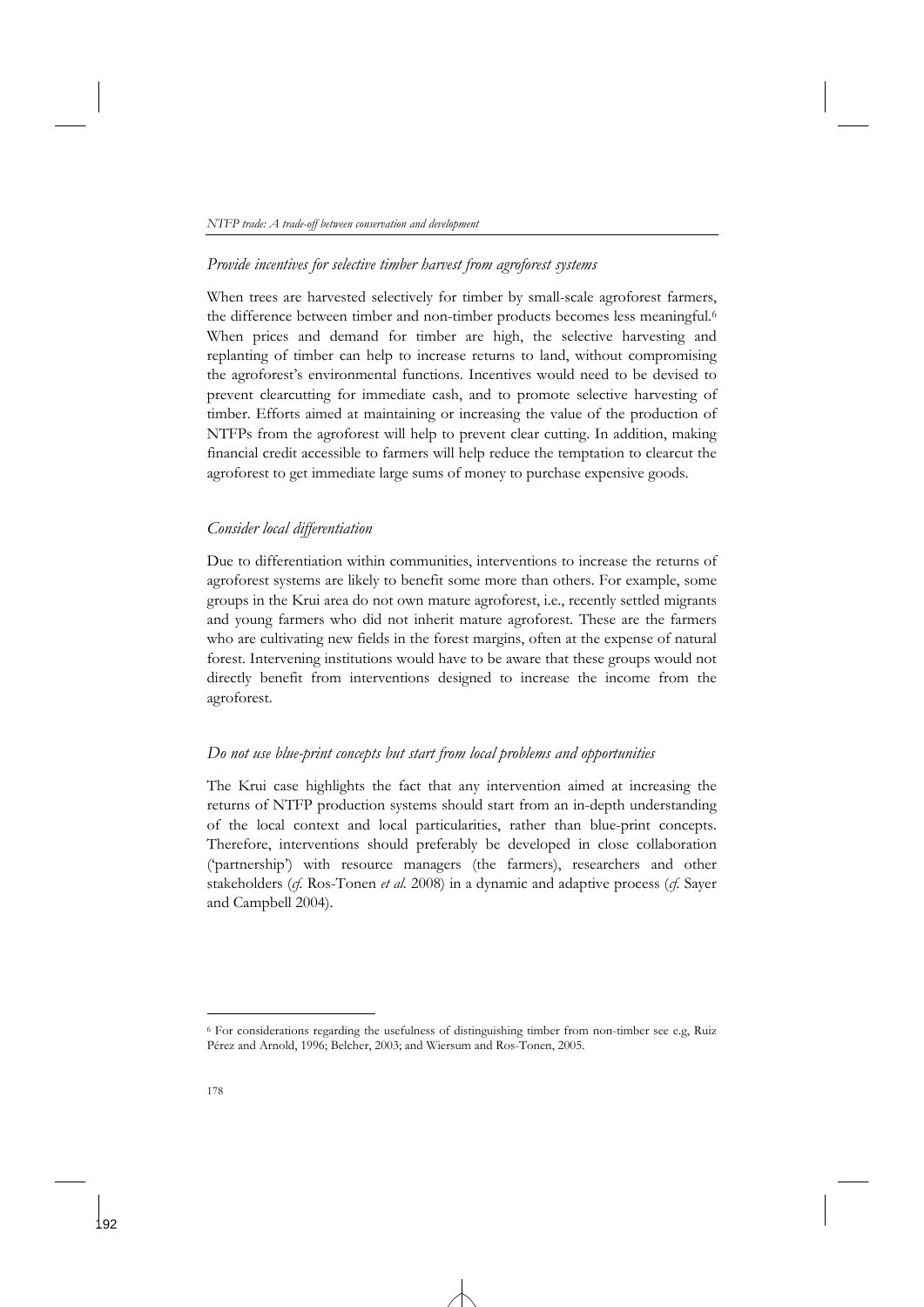*Provide incentives for selective timber harvest from agroforest systems*

When trees are harvested selectively for timber by small-scale agroforest farmers, the difference between timber and non-timber products becomes less meaningful.[6] When prices and demand for timber are high, the selective harvesting and replanting of timber can help to increase returns to land, without compromising the agroforest's environmental functions. Incentives would need to be devised to prevent clearcutting for immediate cash, and to promote selective harvesting of timber. Efforts aimed at maintaining or increasing the value of the production of NTFPs from the agroforest will help to prevent clear cutting. In addition, making financial credit accessible to farmers will help reduce the temptation to clearcut the agroforest to get immediate large sums of money to purchase expensive goods.

*Consider local differentiation*

Due to differentiation within communities, interventions to increase the returns of agroforest systems are likely to benefit some more than others. For example, some groups in the Krui area do not own mature agroforest, i.e., recently settled migrants and young farmers who did not inherit mature agroforest. These are the farmers who are cultivating new fields in the forest margins, often at the expense of natural forest. Intervening institutions would have to be aware that these groups would not directly benefit from interventions designed to increase the income from the agroforest.

*Do not use blue-print concepts but start from local problems and opportunities*

The Krui case highlights the fact that any intervention aimed at increasing the returns of NTFP production systems should start from an in-depth understanding of the local context and local particularities, rather than blue-print concepts. Therefore, interventions should preferably be developed in close collaboration ('partnership') with resource managers (the farmers), researchers and other stakeholders (*cf.* Ros-Tonen *et al.* 2008) in a dynamic and adaptive process (*cf.* Sayer and Campbell 2004).

---

[6] For considerations regarding the usefulness of distinguishing timber from non-timber see e.g, Ruiz Pérez and Arnold, 1996; Belcher, 2003; and Wiersum and Ros-Tonen, 2005.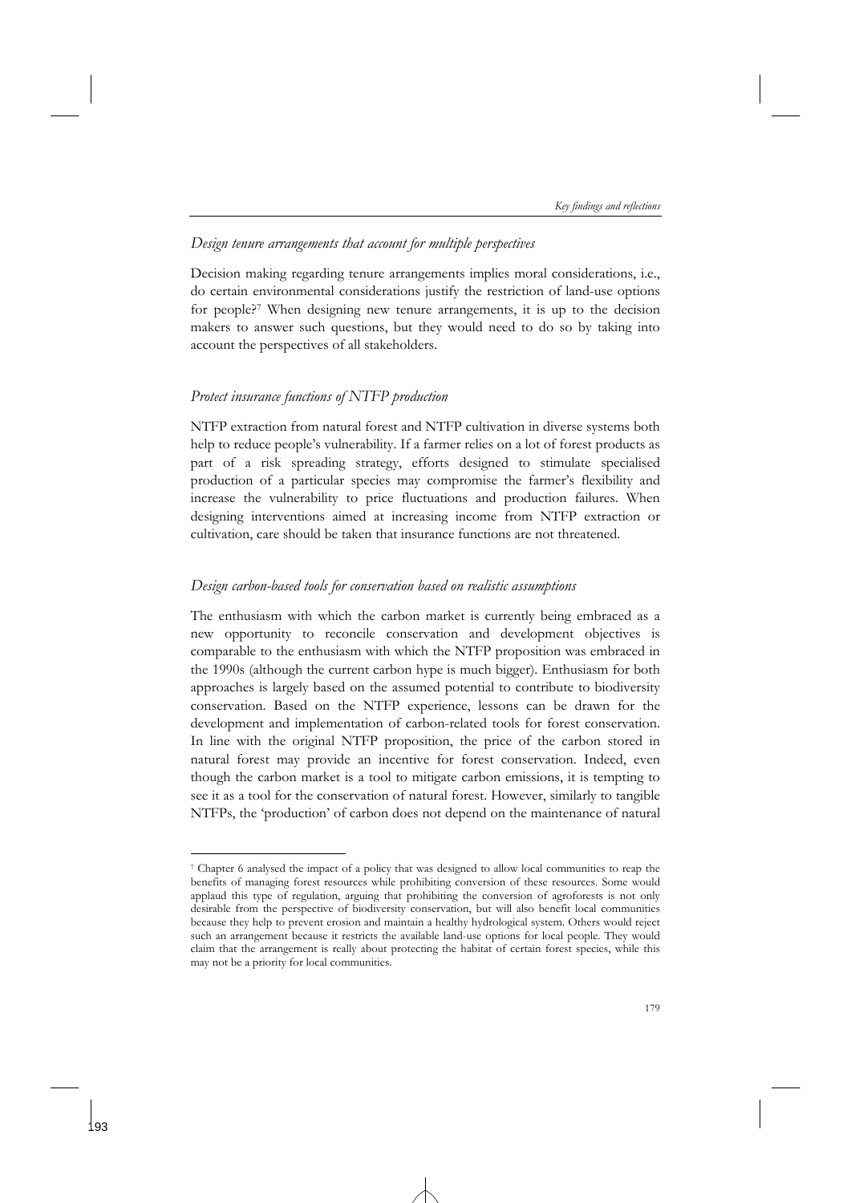*Design tenure arrangements that account for multiple perspectives*

Decision making regarding tenure arrangements implies moral considerations, i.e., do certain environmental considerations justify the restriction of land-use options for people?[7] When designing new tenure arrangements, it is up to the decision makers to answer such questions, but they would need to do so by taking into account the perspectives of all stakeholders.

*Protect insurance functions of NTFP production*

NTFP extraction from natural forest and NTFP cultivation in diverse systems both help to reduce people's vulnerability. If a farmer relies on a lot of forest products as part of a risk spreading strategy, efforts designed to stimulate specialised production of a particular species may compromise the farmer's flexibility and increase the vulnerability to price fluctuations and production failures. When designing interventions aimed at increasing income from NTFP extraction or cultivation, care should be taken that insurance functions are not threatened.

*Design carbon-based tools for conservation based on realistic assumptions*

The enthusiasm with which the carbon market is currently being embraced as a new opportunity to reconcile conservation and development objectives is comparable to the enthusiasm with which the NTFP proposition was embraced in the 1990s (although the current carbon hype is much bigger). Enthusiasm for both approaches is largely based on the assumed potential to contribute to biodiversity conservation. Based on the NTFP experience, lessons can be drawn for the development and implementation of carbon-related tools for forest conservation. In line with the original NTFP proposition, the price of the carbon stored in natural forest may provide an incentive for forest conservation. Indeed, even though the carbon market is a tool to mitigate carbon emissions, it is tempting to see it as a tool for the conservation of natural forest. However, similarly to tangible NTFPs, the 'production' of carbon does not depend on the maintenance of natural

[7] Chapter 6 analysed the impact of a policy that was designed to allow local communities to reap the benefits of managing forest resources while prohibiting conversion of these resources. Some would applaud this type of regulation, arguing that prohibiting the conversion of agroforests is not only desirable from the perspective of biodiversity conservation, but will also benefit local communities because they help to prevent erosion and maintain a healthy hydrological system. Others would reject such an arrangement because it restricts the available land-use options for local people. They would claim that the arrangement is really about protecting the habitat of certain forest species, while this may not be a priority for local communities.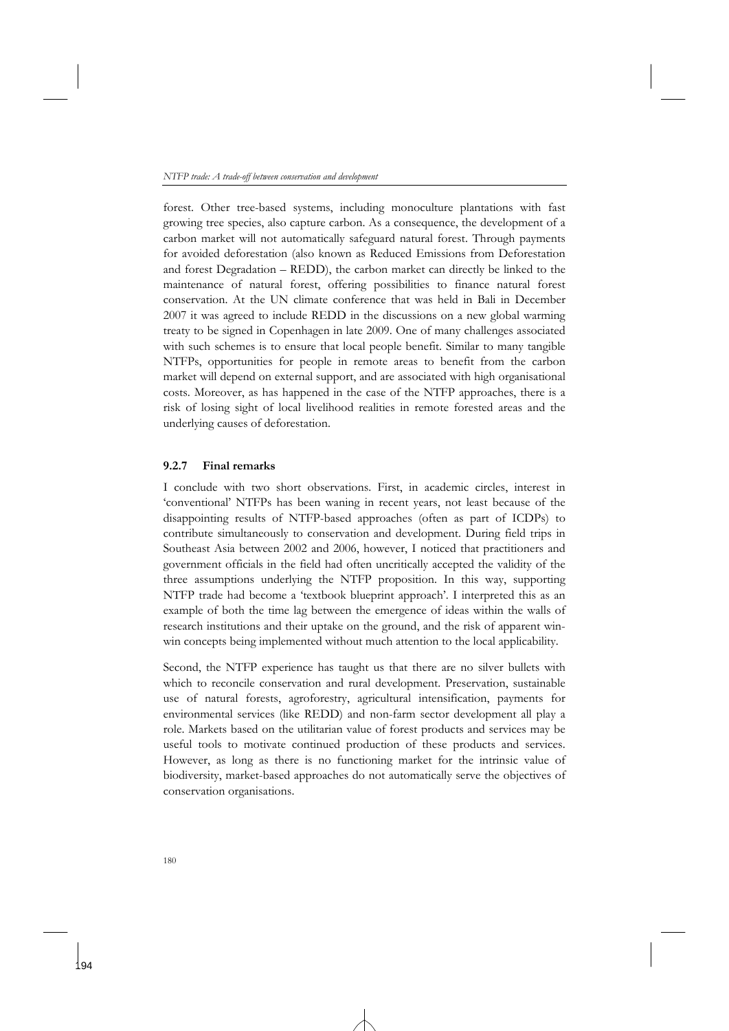forest. Other tree-based systems, including monoculture plantations with fast growing tree species, also capture carbon. As a consequence, the development of a carbon market will not automatically safeguard natural forest. Through payments for avoided deforestation (also known as Reduced Emissions from Deforestation and forest Degradation – REDD), the carbon market can directly be linked to the maintenance of natural forest, offering possibilities to finance natural forest conservation. At the UN climate conference that was held in Bali in December 2007 it was agreed to include REDD in the discussions on a new global warming treaty to be signed in Copenhagen in late 2009. One of many challenges associated with such schemes is to ensure that local people benefit. Similar to many tangible NTFPs, opportunities for people in remote areas to benefit from the carbon market will depend on external support, and are associated with high organisational costs. Moreover, as has happened in the case of the NTFP approaches, there is a risk of losing sight of local livelihood realities in remote forested areas and the underlying causes of deforestation.

### 9.2.7 Final remarks

I conclude with two short observations. First, in academic circles, interest in 'conventional' NTFPs has been waning in recent years, not least because of the disappointing results of NTFP-based approaches (often as part of ICDPs) to contribute simultaneously to conservation and development. During field trips in Southeast Asia between 2002 and 2006, however, I noticed that practitioners and government officials in the field had often uncritically accepted the validity of the three assumptions underlying the NTFP proposition. In this way, supporting NTFP trade had become a 'textbook blueprint approach'. I interpreted this as an example of both the time lag between the emergence of ideas within the walls of research institutions and their uptake on the ground, and the risk of apparent win-win concepts being implemented without much attention to the local applicability.

Second, the NTFP experience has taught us that there are no silver bullets with which to reconcile conservation and rural development. Preservation, sustainable use of natural forests, agroforestry, agricultural intensification, payments for environmental services (like REDD) and non-farm sector development all play a role. Markets based on the utilitarian value of forest products and services may be useful tools to motivate continued production of these products and services. However, as long as there is no functioning market for the intrinsic value of biodiversity, market-based approaches do not automatically serve the objectives of conservation organisations.